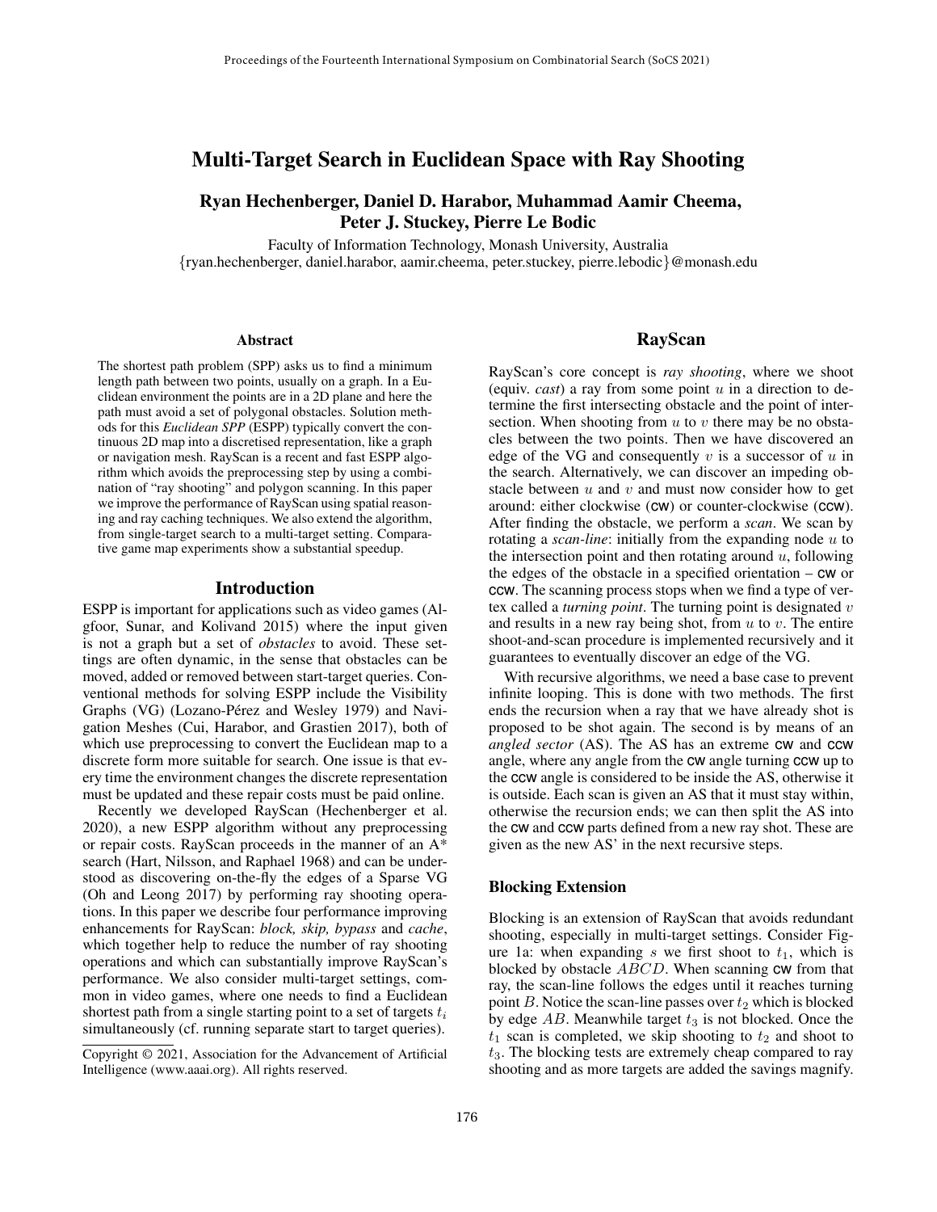# Multi-Target Search in Euclidean Space with Ray Shooting

**Ryan Hechenberger, Daniel D. Harabor, Muhammad Aamir Cheema, Peter J. Stuckey, Pierre Le Bodic**

Faculty of Information Technology, Monash University, Australia
{ryan.hechenberger, daniel.harabor, aamir.cheema, peter.stuckey, pierre.lebodic}@monash.edu

## Abstract

The shortest path problem (SPP) asks us to find a minimum length path between two points, usually on a graph. In a Euclidean environment the points are in a 2D plane and here the path must avoid a set of polygonal obstacles. Solution methods for this *Euclidean SPP* (ESPP) typically convert the continuous 2D map into a discretised representation, like a graph or navigation mesh. RayScan is a recent and fast ESPP algorithm which avoids the preprocessing step by using a combination of "ray shooting" and polygon scanning. In this paper we improve the performance of RayScan using spatial reasoning and ray caching techniques. We also extend the algorithm, from single-target search to a multi-target setting. Comparative game map experiments show a substantial speedup.

## Introduction

ESPP is important for applications such as video games (Algfoor, Sunar, and Kolivand 2015) where the input given is not a graph but a set of *obstacles* to avoid. These settings are often dynamic, in the sense that obstacles can be moved, added or removed between start-target queries. Conventional methods for solving ESPP include the Visibility Graphs (VG) (Lozano-Pérez and Wesley 1979) and Navigation Meshes (Cui, Harabor, and Grastien 2017), both of which use preprocessing to convert the Euclidean map to a discrete form more suitable for search. One issue is that every time the environment changes the discrete representation must be updated and these repair costs must be paid online.

Recently we developed RayScan (Hechenberger et al. 2020), a new ESPP algorithm without any preprocessing or repair costs. RayScan proceeds in the manner of an A* search (Hart, Nilsson, and Raphael 1968) and can be understood as discovering on-the-fly the edges of a Sparse VG (Oh and Leong 2017) by performing ray shooting operations. In this paper we describe four performance improving enhancements for RayScan: *block, skip, bypass* and *cache*, which together help to reduce the number of ray shooting operations and which can substantially improve RayScan's performance. We also consider multi-target settings, common in video games, where one needs to find a Euclidean shortest path from a single starting point to a set of targets $t_i$ simultaneously (cf. running separate start to target queries).

Copyright © 2021, Association for the Advancement of Artificial Intelligence (www.aaai.org). All rights reserved.

## RayScan

RayScan's core concept is *ray shooting*, where we shoot (equiv. *cast*) a ray from some point $u$ in a direction to determine the first intersecting obstacle and the point of intersection. When shooting from $u$ to $v$ there may be no obstacles between the two points. Then we have discovered an edge of the VG and consequently $v$ is a successor of $u$ in the search. Alternatively, we can discover an impeding obstacle between $u$ and $v$ and must now consider how to get around: either clockwise (CW) or counter-clockwise (CCW). After finding the obstacle, we perform a *scan*. We scan by rotating a *scan-line*: initially from the expanding node $u$ to the intersection point and then rotating around $u$, following the edges of the obstacle in a specified orientation – CW or CCW. The scanning process stops when we find a type of vertex called a *turning point*. The turning point is designated $v$ and results in a new ray being shot, from $u$ to $v$. The entire shoot-and-scan procedure is implemented recursively and it guarantees to eventually discover an edge of the VG.

With recursive algorithms, we need a base case to prevent infinite looping. This is done with two methods. The first ends the recursion when a ray that we have already shot is proposed to be shot again. The second is by means of an *angled sector* (AS). The AS has an extreme CW and CCW angle, where any angle from the CW angle turning CCW up to the CCW angle is considered to be inside the AS, otherwise it is outside. Each scan is given an AS that it must stay within, otherwise the recursion ends; we can then split the AS into the CW and CCW parts defined from a new ray shot. These are given as the new AS' in the next recursive steps.

### Blocking Extension

Blocking is an extension of RayScan that avoids redundant shooting, especially in multi-target settings. Consider Figure 1a: when expanding $s$ we first shoot to $t_1$, which is blocked by obstacle $ABCD$. When scanning CW from that ray, the scan-line follows the edges until it reaches turning point $B$. Notice the scan-line passes over $t_2$ which is blocked by edge $AB$. Meanwhile target $t_3$ is not blocked. Once the $t_1$ scan is completed, we skip shooting to $t_2$ and shoot to $t_3$. The blocking tests are extremely cheap compared to ray shooting and as more targets are added the savings magnify.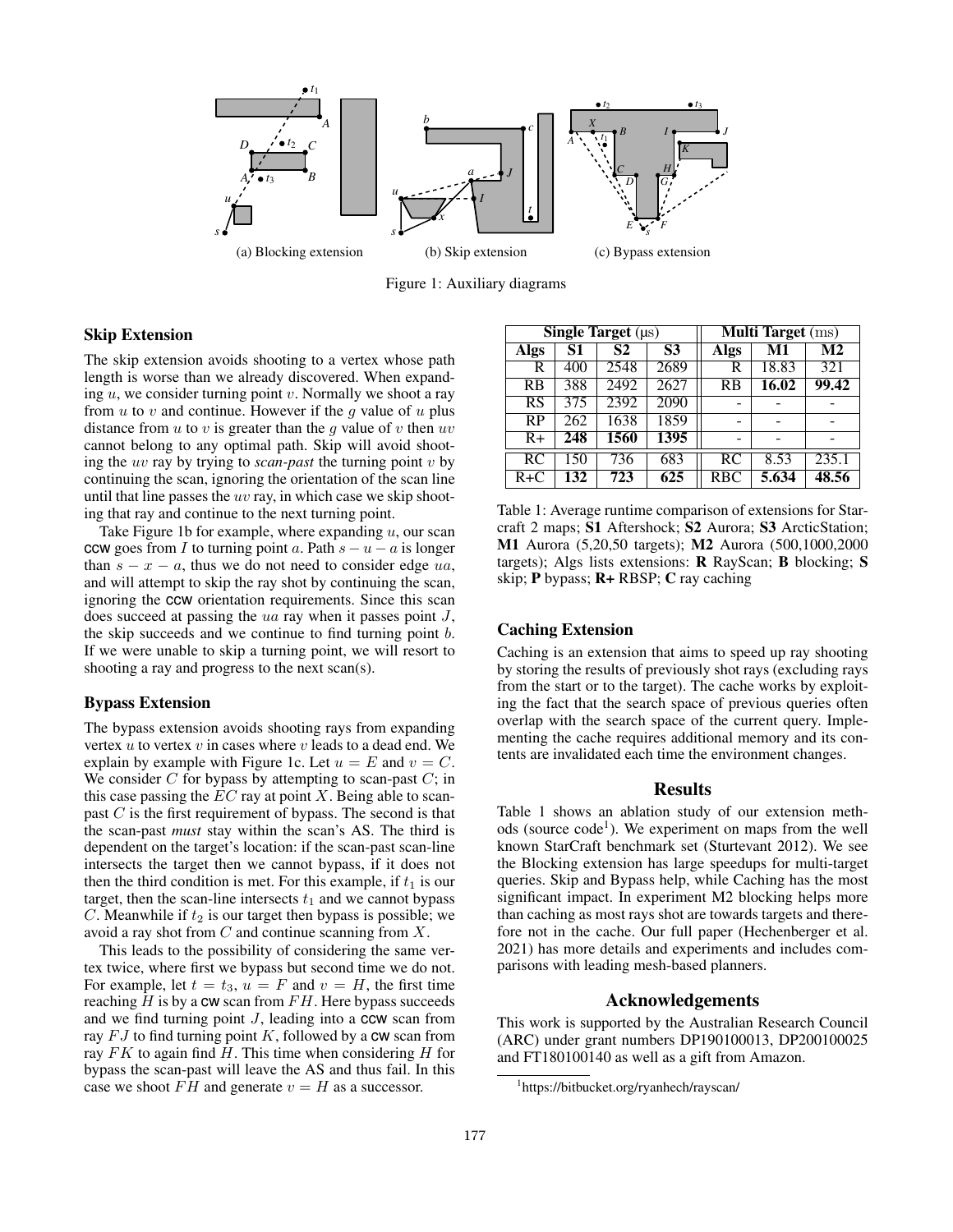(a) Blocking extension (b) Skip extension (c) Bypass extension

Figure 1: Auxiliary diagrams

## Skip Extension

The skip extension avoids shooting to a vertex whose path length is worse than we already discovered. When expanding $u$, we consider turning point $v$. Normally we shoot a ray from $u$ to $v$ and continue. However if the $g$ value of $u$ plus distance from $u$ to $v$ is greater than the $g$ value of $v$ then $uv$ cannot belong to any optimal path. Skip will avoid shooting the $uv$ ray by trying to *scan-past* the turning point $v$ by continuing the scan, ignoring the orientation of the scan line until that line passes the $uv$ ray, in which case we skip shooting that ray and continue to the next turning point.

Take Figure 1b for example, where expanding $u$, our scan ccw goes from $I$ to turning point $a$. Path $s - u - a$ is longer than $s - x - a$, thus we do not need to consider edge $ua$, and will attempt to skip the ray shot by continuing the scan, ignoring the ccw orientation requirements. Since this scan does succeed at passing the $ua$ ray when it passes point $J$, the skip succeeds and we continue to find turning point $b$. If we were unable to skip a turning point, we will resort to shooting a ray and progress to the next scan(s).

## Bypass Extension

The bypass extension avoids shooting rays from expanding vertex $u$ to vertex $v$ in cases where $v$ leads to a dead end. We explain by example with Figure 1c. Let $u = E$ and $v = C$. We consider $C$ for bypass by attempting to scan-past $C$; in this case passing the $EC$ ray at point $X$. Being able to scan-past $C$ is the first requirement of bypass. The second is that the scan-past *must* stay within the scan's AS. The third is dependent on the target's location: if the scan-past scan-line intersects the target then we cannot bypass, if it does not then the third condition is met. For this example, if $t_1$ is our target, then the scan-line intersects $t_1$ and we cannot bypass $C$. Meanwhile if $t_2$ is our target then bypass is possible; we avoid a ray shot from $C$ and continue scanning from $X$.

This leads to the possibility of considering the same vertex twice, where first we bypass but second time we do not. For example, let $t = t_3$, $u = F$ and $v = H$, the first time reaching $H$ is by a cw scan from $FH$. Here bypass succeeds and we find turning point $J$, leading into a ccw scan from ray $FJ$ to find turning point $K$, followed by a cw scan from ray $FK$ to again find $H$. This time when considering $H$ for bypass the scan-past will leave the AS and thus fail. In this case we shoot $FH$ and generate $v = H$ as a successor.

| Single Target (µs) | | | | Multi Target (ms) | | |
|---|---|---|---|---|---|---|
| **Algs** | **S1** | **S2** | **S3** | **Algs** | **M1** | **M2** |
| R | 400 | 2548 | 2689 | R | 18.83 | 321 |
| RB | 388 | 2492 | 2627 | RB | **16.02** | **99.42** |
| RS | 375 | 2392 | 2090 | - | - | - |
| RP | 262 | 1638 | 1859 | - | - | - |
| R+ | **248** | **1560** | **1395** | - | - | - |
| RC | 150 | 736 | 683 | RC | 8.53 | 235.1 |
| R+C | **132** | **723** | **625** | RBC | **5.634** | **48.56** |

Table 1: Average runtime comparison of extensions for Starcraft 2 maps; **S1** Aftershock; **S2** Aurora; **S3** ArcticStation; **M1** Aurora (5,20,50 targets); **M2** Aurora (500,1000,2000 targets); Algs lists extensions: **R** RayScan; **B** blocking; **S** skip; **P** bypass; **R+** RBSP; **C** ray caching

## Caching Extension

Caching is an extension that aims to speed up ray shooting by storing the results of previously shot rays (excluding rays from the start or to the target). The cache works by exploiting the fact that the search space of previous queries often overlap with the search space of the current query. Implementing the cache requires additional memory and its contents are invalidated each time the environment changes.

# Results

Table 1 shows an ablation study of our extension methods (source code[1]). We experiment on maps from the well known StarCraft benchmark set (Sturtevant 2012). We see the Blocking extension has large speedups for multi-target queries. Skip and Bypass help, while Caching has the most significant impact. In experiment M2 blocking helps more than caching as most rays shot are towards targets and therefore not in the cache. Our full paper (Hechenberger et al. 2021) has more details and experiments and includes comparisons with leading mesh-based planners.

# Acknowledgements

This work is supported by the Australian Research Council (ARC) under grant numbers DP190100013, DP200100025 and FT180100140 as well as a gift from Amazon.

[1] https://bitbucket.org/ryanhech/rayscan/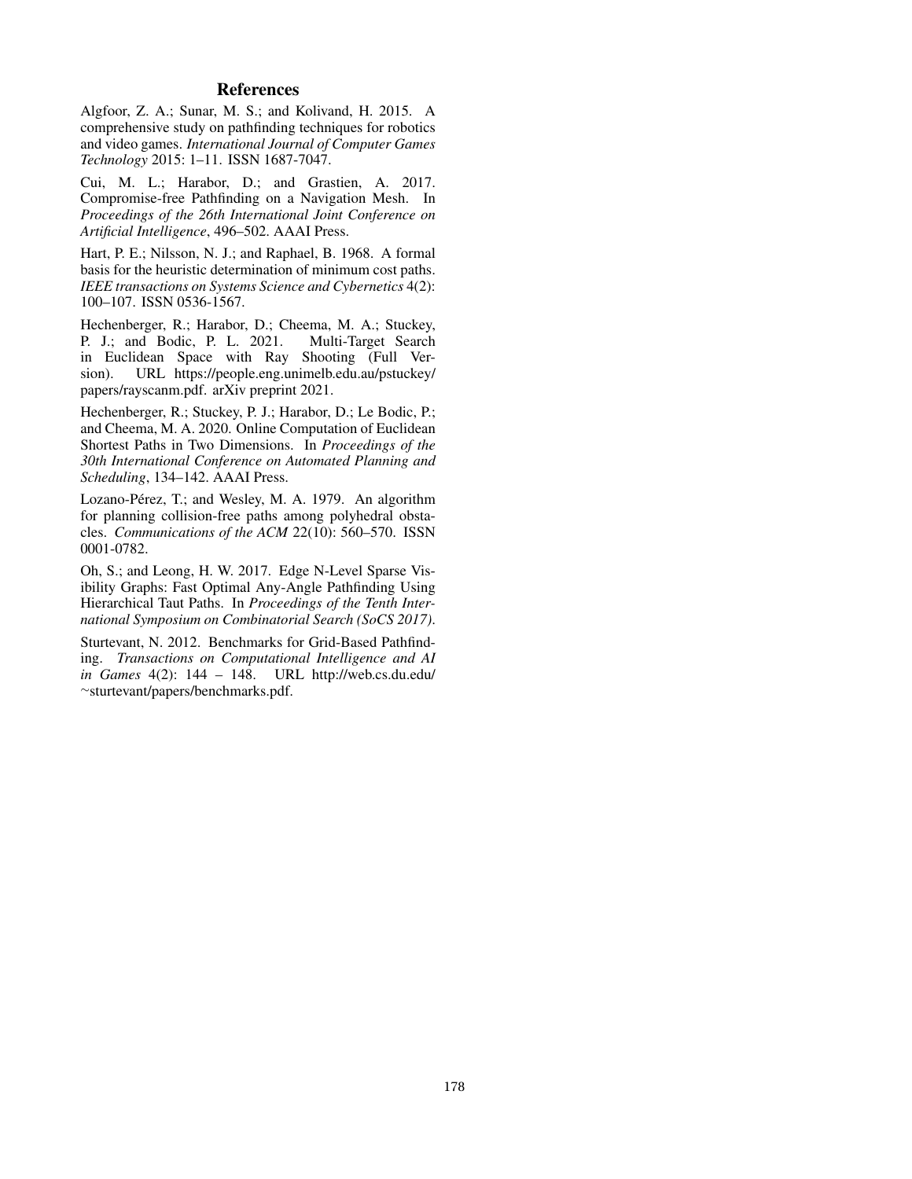## References

Algfoor, Z. A.; Sunar, M. S.; and Kolivand, H. 2015. A comprehensive study on pathfinding techniques for robotics and video games. *International Journal of Computer Games Technology* 2015: 1–11. ISSN 1687-7047.

Cui, M. L.; Harabor, D.; and Grastien, A. 2017. Compromise-free Pathfinding on a Navigation Mesh. In *Proceedings of the 26th International Joint Conference on Artificial Intelligence*, 496–502. AAAI Press.

Hart, P. E.; Nilsson, N. J.; and Raphael, B. 1968. A formal basis for the heuristic determination of minimum cost paths. *IEEE transactions on Systems Science and Cybernetics* 4(2): 100–107. ISSN 0536-1567.

Hechenberger, R.; Harabor, D.; Cheema, M. A.; Stuckey, P. J.; and Bodic, P. L. 2021. Multi-Target Search in Euclidean Space with Ray Shooting (Full Version). URL https://people.eng.unimelb.edu.au/pstuckey/papers/rayscanm.pdf. arXiv preprint 2021.

Hechenberger, R.; Stuckey, P. J.; Harabor, D.; Le Bodic, P.; and Cheema, M. A. 2020. Online Computation of Euclidean Shortest Paths in Two Dimensions. In *Proceedings of the 30th International Conference on Automated Planning and Scheduling*, 134–142. AAAI Press.

Lozano-Pérez, T.; and Wesley, M. A. 1979. An algorithm for planning collision-free paths among polyhedral obstacles. *Communications of the ACM* 22(10): 560–570. ISSN 0001-0782.

Oh, S.; and Leong, H. W. 2017. Edge N-Level Sparse Visibility Graphs: Fast Optimal Any-Angle Pathfinding Using Hierarchical Taut Paths. In *Proceedings of the Tenth International Symposium on Combinatorial Search (SoCS 2017)*.

Sturtevant, N. 2012. Benchmarks for Grid-Based Pathfinding. *Transactions on Computational Intelligence and AI in Games* 4(2): 144 – 148. URL http://web.cs.du.edu/~sturtevant/papers/benchmarks.pdf.